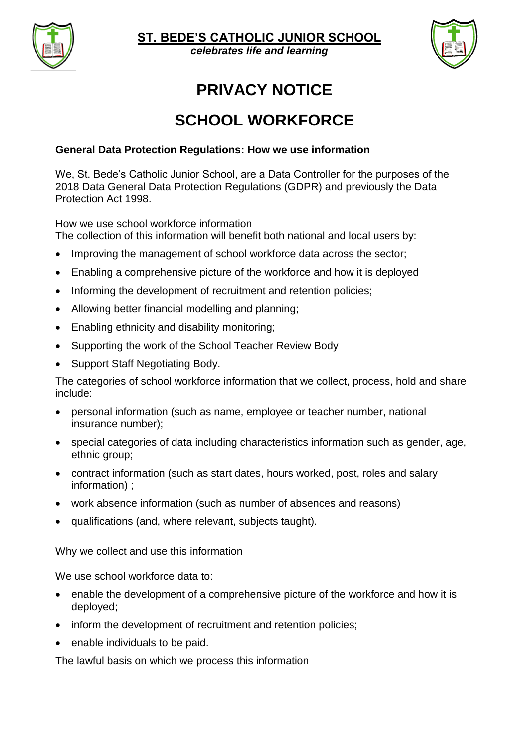# ST. BEDE'S CATHOLIC JUNIOR SCHOOL

***celebrates life and learning***

# PRIVACY NOTICE

# SCHOOL WORKFORCE

**General Data Protection Regulations: How we use information**

We, St. Bede's Catholic Junior School, are a Data Controller for the purposes of the 2018 Data General Data Protection Regulations (GDPR) and previously the Data Protection Act 1998.

How we use school workforce information
The collection of this information will benefit both national and local users by:

- Improving the management of school workforce data across the sector;
- Enabling a comprehensive picture of the workforce and how it is deployed
- Informing the development of recruitment and retention policies;
- Allowing better financial modelling and planning;
- Enabling ethnicity and disability monitoring;
- Supporting the work of the School Teacher Review Body
- Support Staff Negotiating Body.

The categories of school workforce information that we collect, process, hold and share include:

- personal information (such as name, employee or teacher number, national insurance number);
- special categories of data including characteristics information such as gender, age, ethnic group;
- contract information (such as start dates, hours worked, post, roles and salary information) ;
- work absence information (such as number of absences and reasons)
- qualifications (and, where relevant, subjects taught).

Why we collect and use this information

We use school workforce data to:

- enable the development of a comprehensive picture of the workforce and how it is deployed;
- inform the development of recruitment and retention policies;
- enable individuals to be paid.

The lawful basis on which we process this information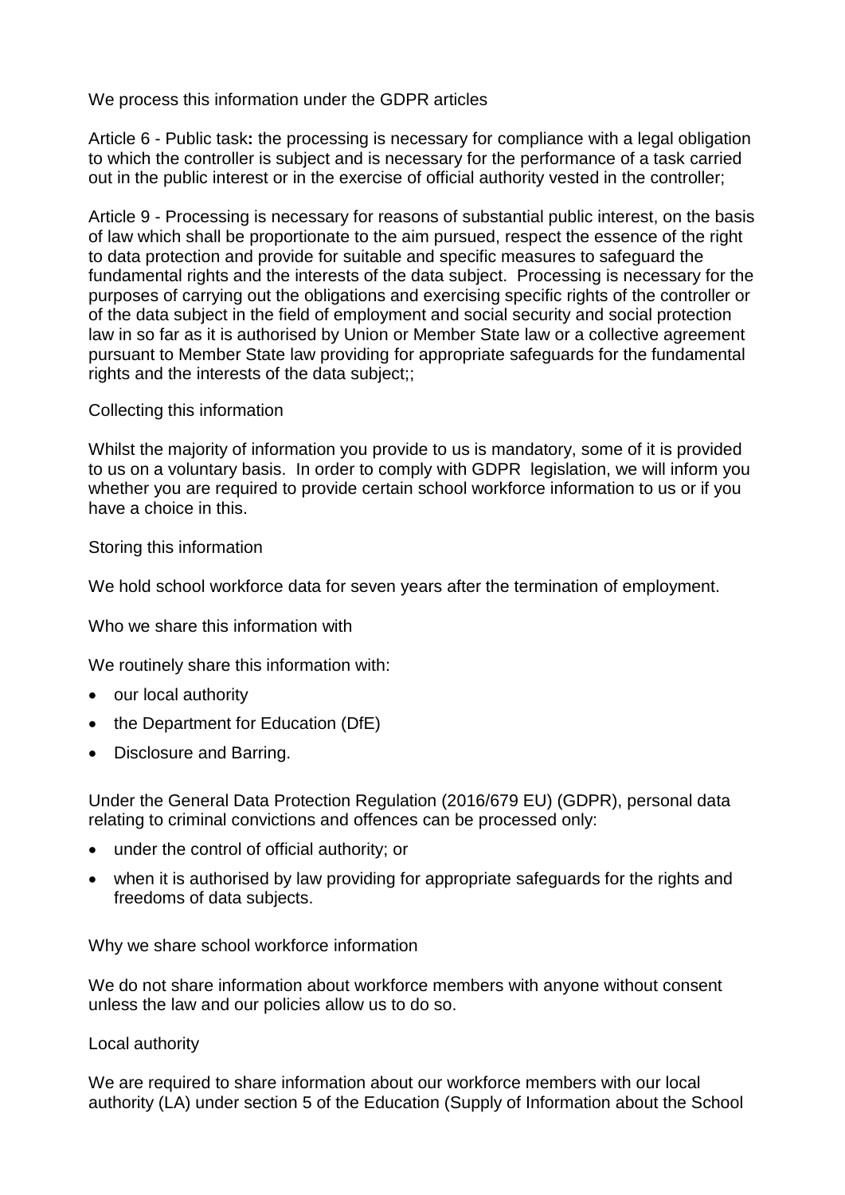We process this information under the GDPR articles

Article 6 - Public task**:** the processing is necessary for compliance with a legal obligation to which the controller is subject and is necessary for the performance of a task carried out in the public interest or in the exercise of official authority vested in the controller;

Article 9 - Processing is necessary for reasons of substantial public interest, on the basis of law which shall be proportionate to the aim pursued, respect the essence of the right to data protection and provide for suitable and specific measures to safeguard the fundamental rights and the interests of the data subject. Processing is necessary for the purposes of carrying out the obligations and exercising specific rights of the controller or of the data subject in the field of employment and social security and social protection law in so far as it is authorised by Union or Member State law or a collective agreement pursuant to Member State law providing for appropriate safeguards for the fundamental rights and the interests of the data subject;;

Collecting this information

Whilst the majority of information you provide to us is mandatory, some of it is provided to us on a voluntary basis. In order to comply with GDPR legislation, we will inform you whether you are required to provide certain school workforce information to us or if you have a choice in this.

Storing this information

We hold school workforce data for seven years after the termination of employment.

Who we share this information with

We routinely share this information with:

- our local authority
- the Department for Education (DfE)
- Disclosure and Barring.

Under the General Data Protection Regulation (2016/679 EU) (GDPR), personal data relating to criminal convictions and offences can be processed only:

- under the control of official authority; or
- when it is authorised by law providing for appropriate safeguards for the rights and freedoms of data subjects.

Why we share school workforce information

We do not share information about workforce members with anyone without consent unless the law and our policies allow us to do so.

Local authority

We are required to share information about our workforce members with our local authority (LA) under section 5 of the Education (Supply of Information about the School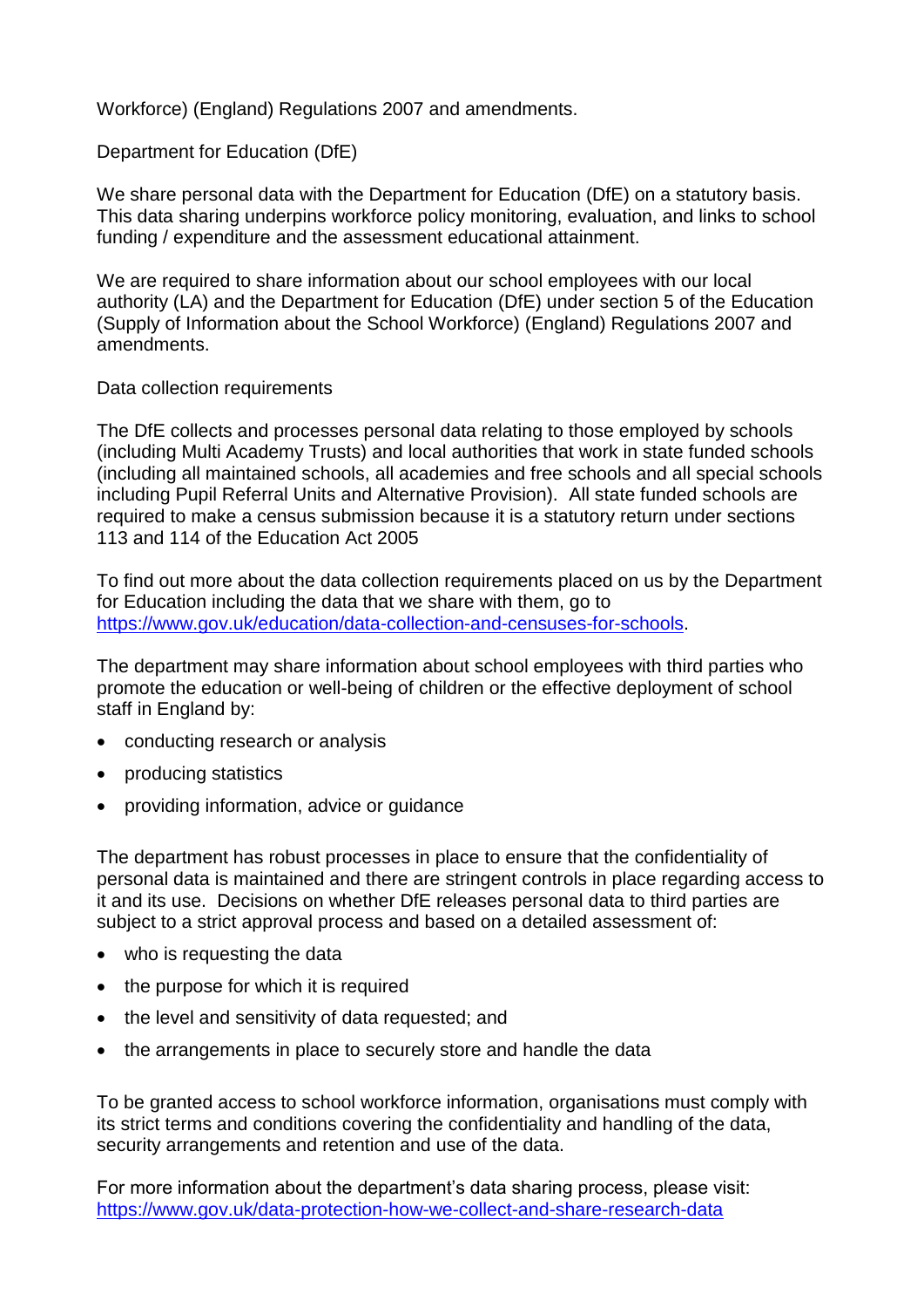Workforce) (England) Regulations 2007 and amendments.

Department for Education (DfE)

We share personal data with the Department for Education (DfE) on a statutory basis. This data sharing underpins workforce policy monitoring, evaluation, and links to school funding / expenditure and the assessment educational attainment.

We are required to share information about our school employees with our local authority (LA) and the Department for Education (DfE) under section 5 of the Education (Supply of Information about the School Workforce) (England) Regulations 2007 and amendments.

Data collection requirements

The DfE collects and processes personal data relating to those employed by schools (including Multi Academy Trusts) and local authorities that work in state funded schools (including all maintained schools, all academies and free schools and all special schools including Pupil Referral Units and Alternative Provision). All state funded schools are required to make a census submission because it is a statutory return under sections 113 and 114 of the Education Act 2005

To find out more about the data collection requirements placed on us by the Department for Education including the data that we share with them, go to [https://www.gov.uk/education/data-collection-and-censuses-for-schools](https://www.gov.uk/education/data-collection-and-censuses-for-schools).

The department may share information about school employees with third parties who promote the education or well-being of children or the effective deployment of school staff in England by:

- conducting research or analysis
- producing statistics
- providing information, advice or guidance

The department has robust processes in place to ensure that the confidentiality of personal data is maintained and there are stringent controls in place regarding access to it and its use. Decisions on whether DfE releases personal data to third parties are subject to a strict approval process and based on a detailed assessment of:

- who is requesting the data
- the purpose for which it is required
- the level and sensitivity of data requested; and
- the arrangements in place to securely store and handle the data

To be granted access to school workforce information, organisations must comply with its strict terms and conditions covering the confidentiality and handling of the data, security arrangements and retention and use of the data.

For more information about the department's data sharing process, please visit: [https://www.gov.uk/data-protection-how-we-collect-and-share-research-data](https://www.gov.uk/data-protection-how-we-collect-and-share-research-data)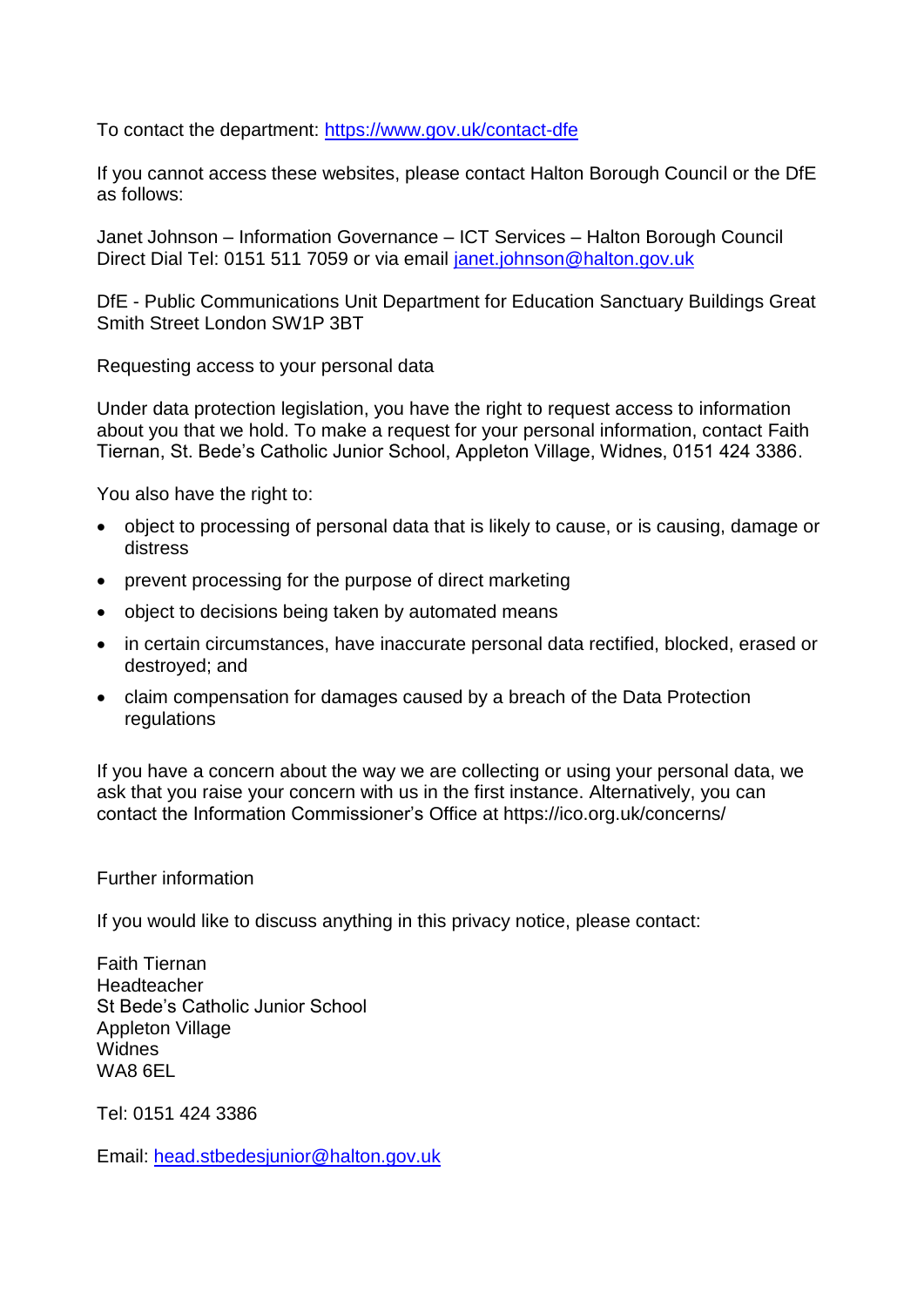To contact the department: https://www.gov.uk/contact-dfe

If you cannot access these websites, please contact Halton Borough Council or the DfE as follows:

Janet Johnson – Information Governance – ICT Services – Halton Borough Council Direct Dial Tel: 0151 511 7059 or via email janet.johnson@halton.gov.uk

DfE - Public Communications Unit Department for Education Sanctuary Buildings Great Smith Street London SW1P 3BT

Requesting access to your personal data

Under data protection legislation, you have the right to request access to information about you that we hold. To make a request for your personal information, contact Faith Tiernan, St. Bede's Catholic Junior School, Appleton Village, Widnes, 0151 424 3386.

You also have the right to:

- object to processing of personal data that is likely to cause, or is causing, damage or distress
- prevent processing for the purpose of direct marketing
- object to decisions being taken by automated means
- in certain circumstances, have inaccurate personal data rectified, blocked, erased or destroyed; and
- claim compensation for damages caused by a breach of the Data Protection regulations

If you have a concern about the way we are collecting or using your personal data, we ask that you raise your concern with us in the first instance. Alternatively, you can contact the Information Commissioner's Office at https://ico.org.uk/concerns/

Further information

If you would like to discuss anything in this privacy notice, please contact:

Faith Tiernan
Headteacher
St Bede's Catholic Junior School
Appleton Village
Widnes
WA8 6EL

Tel: 0151 424 3386

Email: head.stbedesjunior@halton.gov.uk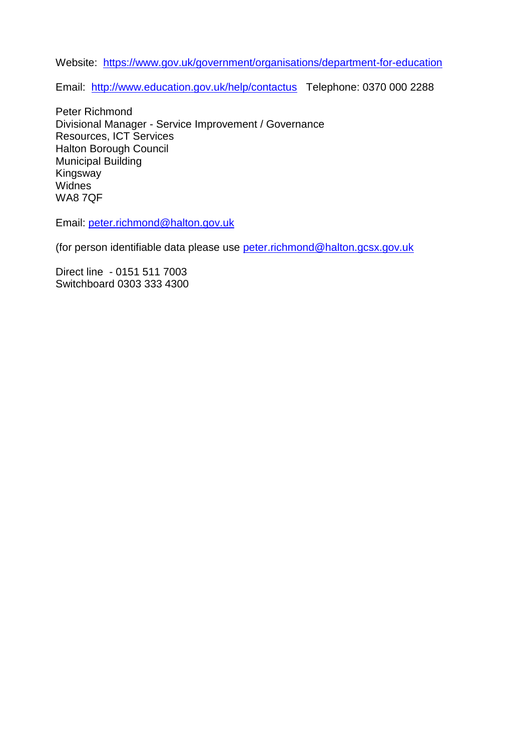Website: https://www.gov.uk/government/organisations/department-for-education

Email: http://www.education.gov.uk/help/contactus Telephone: 0370 000 2288

Peter Richmond
Divisional Manager - Service Improvement / Governance
Resources, ICT Services
Halton Borough Council
Municipal Building
Kingsway
Widnes
WA8 7QF

Email: peter.richmond@halton.gov.uk

(for person identifiable data please use peter.richmond@halton.gcsx.gov.uk

Direct line - 0151 511 7003
Switchboard 0303 333 4300